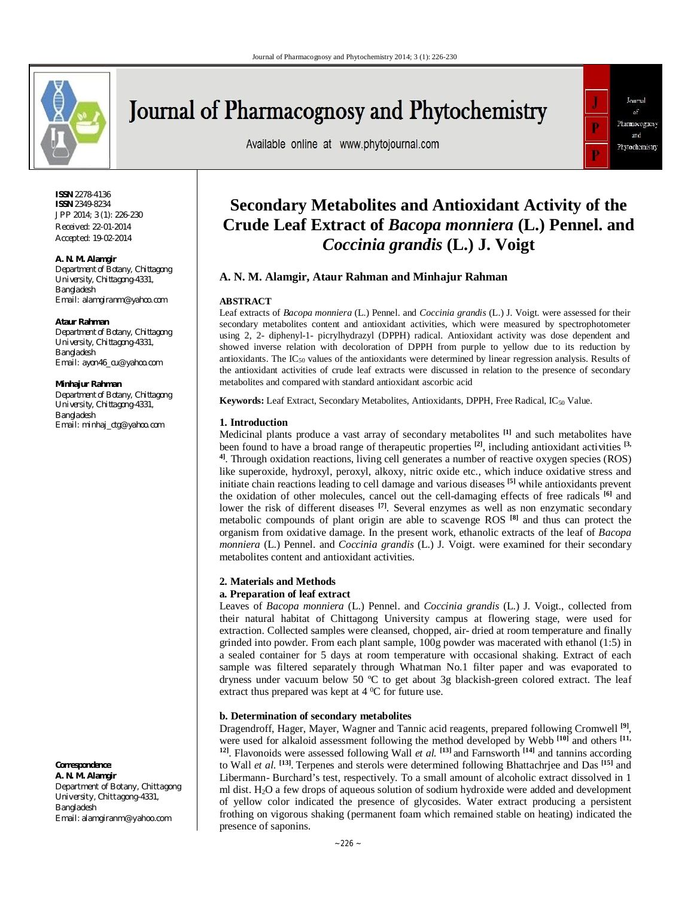# Secondary Metabolites and Antioxidant Activity of the Crude Leaf Extract of *Bacopa monniera* (L.) Pennel. and *Coccinia grandis* (L.) J. Voigt

**A. N. M. Alamgir, Ataur Rahman and Minhajur Rahman**

**ISSN** 2278-4136
**ISSN** 2349-8234
JPP 2014; 3 (1): 226-230
Received: 22-01-2014
Accepted: 19-02-2014

**A. N. M. Alamgir**
Department of Botany, Chittagong University, Chittagong-4331, Bangladesh
Email: alamgiranm@yahoo.com

**Ataur Rahman**
Department of Botany, Chittagong University, Chittagong-4331, Bangladesh
Email: ayon46_cu@yahoo.com

**Minhajur Rahman**
Department of Botany, Chittagong University, Chittagong-4331, Bangladesh
Email: minhaj_ctg@yahoo.com

**Correspondence:**
**A. N. M. Alamgir**
Department of Botany, Chittagong University, Chittagong-4331, Bangladesh
Email: alamgiranm@yahoo.com

## ABSTRACT

Leaf extracts of *Bacopa monniera* (L.) Pennel. and *Coccinia grandis* (L.) J. Voigt. were assessed for their secondary metabolites content and antioxidant activities, which were measured by spectrophotometer using 2, 2- diphenyl-1- picrylhydrazyl (DPPH) radical. Antioxidant activity was dose dependent and showed inverse relation with decoloration of DPPH from purple to yellow due to its reduction by antioxidants. The $IC_{50}$ values of the antioxidants were determined by linear regression analysis. Results of the antioxidant activities of crude leaf extracts were discussed in relation to the presence of secondary metabolites and compared with standard antioxidant ascorbic acid

**Keywords:** Leaf Extract, Secondary Metabolites, Antioxidants, DPPH, Free Radical, $IC_{50}$ Value.

## 1. Introduction

Medicinal plants produce a vast array of secondary metabolites [1] and such metabolites have been found to have a broad range of therapeutic properties [2], including antioxidant activities [3, 4]. Through oxidation reactions, living cell generates a number of reactive oxygen species (ROS) like superoxide, hydroxyl, peroxyl, alkoxy, nitric oxide etc., which induce oxidative stress and initiate chain reactions leading to cell damage and various diseases [5] while antioxidants prevent the oxidation of other molecules, cancel out the cell-damaging effects of free radicals [6] and lower the risk of different diseases [7]. Several enzymes as well as non enzymatic secondary metabolic compounds of plant origin are able to scavenge ROS [8] and thus can protect the organism from oxidative damage. In the present work, ethanolic extracts of the leaf of *Bacopa monniera* (L.) Pennel. and *Coccinia grandis* (L.) J. Voigt. were examined for their secondary metabolites content and antioxidant activities.

## 2. Materials and Methods

### a. Preparation of leaf extract

Leaves of *Bacopa monniera* (L.) Pennel. and *Coccinia grandis* (L.) J. Voigt., collected from their natural habitat of Chittagong University campus at flowering stage, were used for extraction. Collected samples were cleansed, chopped, air- dried at room temperature and finally grinded into powder. From each plant sample, 100g powder was macerated with ethanol (1:5) in a sealed container for 5 days at room temperature with occasional shaking. Extract of each sample was filtered separately through Whatman No.1 filter paper and was evaporated to dryness under vacuum below 50 ºC to get about 3g blackish-green colored extract. The leaf extract thus prepared was kept at 4 ⁰C for future use.

### b. Determination of secondary metabolites

Dragendroff, Hager, Mayer, Wagner and Tannic acid reagents, prepared following Cromwell [9], were used for alkaloid assessment following the method developed by Webb [10] and others [11, 12]. Flavonoids were assessed following Wall *et al.* [13] and Farnsworth [14] and tannins according to Wall *et al.* [13]. Terpenes and sterols were determined following Bhattachrjee and Das [15] and Libermann- Burchard's test, respectively. To a small amount of alcoholic extract dissolved in 1 ml dist. $H_2O$ a few drops of aqueous solution of sodium hydroxide were added and development of yellow color indicated the presence of glycosides. Water extract producing a persistent frothing on vigorous shaking (permanent foam which remained stable on heating) indicated the presence of saponins.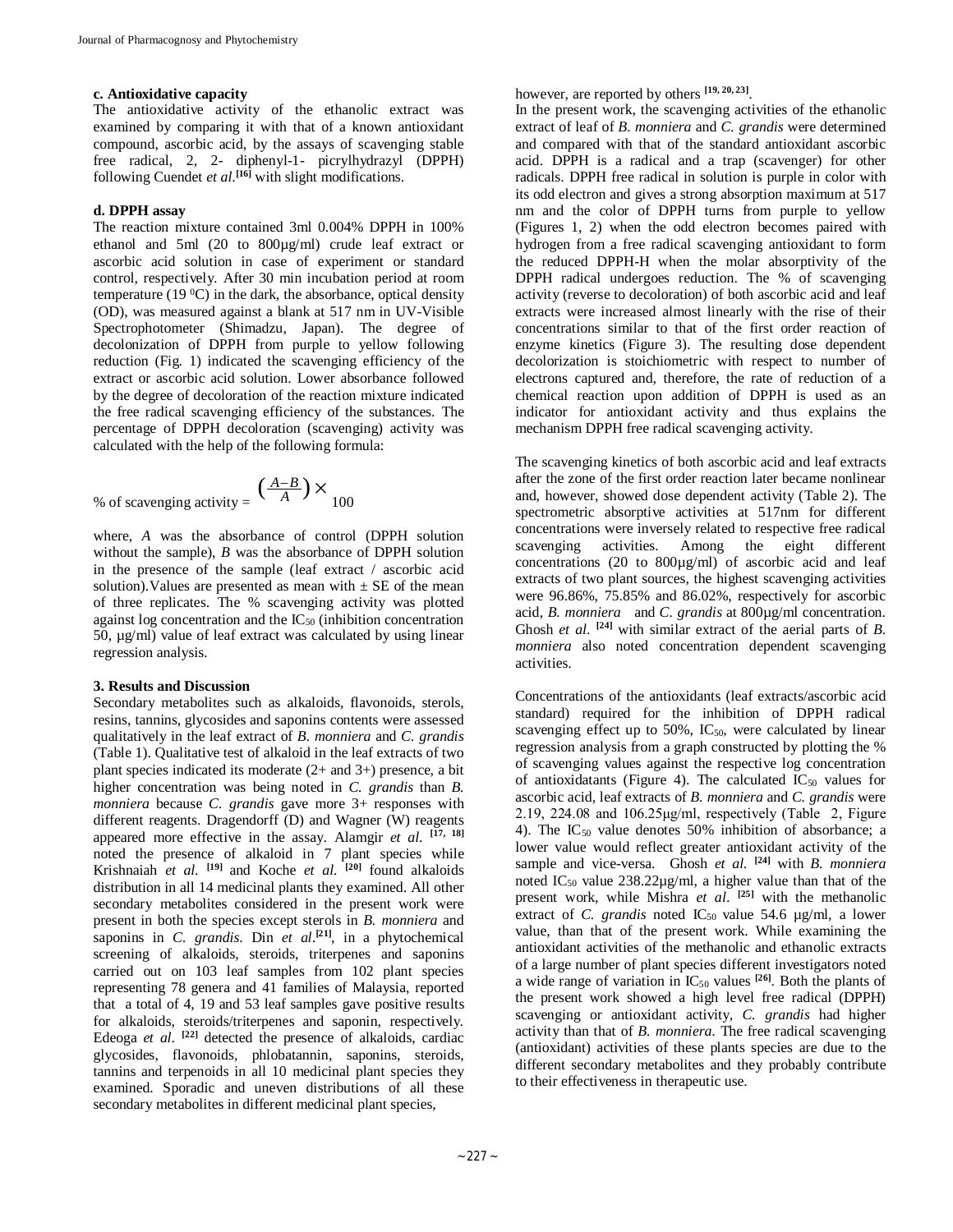**c. Antioxidative capacity**

The antioxidative activity of the ethanolic extract was examined by comparing it with that of a known antioxidant compound, ascorbic acid, by the assays of scavenging stable free radical, 2, 2- diphenyl-1- picrylhydrazyl (DPPH) following Cuendet *et al*.[16] with slight modifications.

**d. DPPH assay**

The reaction mixture contained 3ml 0.004% DPPH in 100% ethanol and 5ml (20 to 800µg/ml) crude leaf extract or ascorbic acid solution in case of experiment or standard control, respectively. After 30 min incubation period at room temperature (19 $^0$C) in the dark, the absorbance, optical density (OD), was measured against a blank at 517 nm in UV-Visible Spectrophotometer (Shimadzu, Japan). The degree of decolonization of DPPH from purple to yellow following reduction (Fig. 1) indicated the scavenging efficiency of the extract or ascorbic acid solution. Lower absorbance followed by the degree of decoloration of the reaction mixture indicated the free radical scavenging efficiency of the substances. The percentage of DPPH decoloration (scavenging) activity was calculated with the help of the following formula:

$$\% \text{ of scavenging activity} = \left(\frac{A-B}{A}\right) \times 100$$

where, *A* was the absorbance of control (DPPH solution without the sample), *B* was the absorbance of DPPH solution in the presence of the sample (leaf extract / ascorbic acid solution).Values are presented as mean with ± SE of the mean of three replicates. The % scavenging activity was plotted against log concentration and the $IC_{50}$ (inhibition concentration 50, µg/ml) value of leaf extract was calculated by using linear regression analysis.

## 3. Results and Discussion

Secondary metabolites such as alkaloids, flavonoids, sterols, resins, tannins, glycosides and saponins contents were assessed qualitatively in the leaf extract of *B. monniera* and *C. grandis* (Table 1). Qualitative test of alkaloid in the leaf extracts of two plant species indicated its moderate (2+ and 3+) presence, a bit higher concentration was being noted in *C. grandis* than *B. monniera* because *C. grandis* gave more 3+ responses with different reagents. Dragendorff (D) and Wagner (W) reagents appeared more effective in the assay. Alamgir *et al*. [17, 18] noted the presence of alkaloid in 7 plant species while Krishnaiah *et al*. [19] and Koche *et al*. [20] found alkaloids distribution in all 14 medicinal plants they examined. All other secondary metabolites considered in the present work were present in both the species except sterols in *B. monniera* and saponins in *C. grandis*. Din *et al*.[21], in a phytochemical screening of alkaloids, steroids, triterpenes and saponins carried out on 103 leaf samples from 102 plant species representing 78 genera and 41 families of Malaysia, reported that a total of 4, 19 and 53 leaf samples gave positive results for alkaloids, steroids/triterpenes and saponin, respectively. Edeoga *et al*. [22] detected the presence of alkaloids, cardiac glycosides, flavonoids, phlobatannin, saponins, steroids, tannins and terpenoids in all 10 medicinal plant species they examined. Sporadic and uneven distributions of all these secondary metabolites in different medicinal plant species, however, are reported by others [19, 20, 23].

In the present work, the scavenging activities of the ethanolic extract of leaf of *B. monniera* and *C. grandis* were determined and compared with that of the standard antioxidant ascorbic acid. DPPH is a radical and a trap (scavenger) for other radicals. DPPH free radical in solution is purple in color with its odd electron and gives a strong absorption maximum at 517 nm and the color of DPPH turns from purple to yellow (Figures 1, 2) when the odd electron becomes paired with hydrogen from a free radical scavenging antioxidant to form the reduced DPPH-H when the molar absorptivity of the DPPH radical undergoes reduction. The % of scavenging activity (reverse to decoloration) of both ascorbic acid and leaf extracts were increased almost linearly with the rise of their concentrations similar to that of the first order reaction of enzyme kinetics (Figure 3). The resulting dose dependent decolorization is stoichiometric with respect to number of electrons captured and, therefore, the rate of reduction of a chemical reaction upon addition of DPPH is used as an indicator for antioxidant activity and thus explains the mechanism DPPH free radical scavenging activity.

The scavenging kinetics of both ascorbic acid and leaf extracts after the zone of the first order reaction later became nonlinear and, however, showed dose dependent activity (Table 2). The spectrometric absorptive activities at 517nm for different concentrations were inversely related to respective free radical scavenging activities. Among the eight different concentrations (20 to 800µg/ml) of ascorbic acid and leaf extracts of two plant sources, the highest scavenging activities were 96.86%, 75.85% and 86.02%, respectively for ascorbic acid, *B. monniera* and *C. grandis* at 800µg/ml concentration. Ghosh *et al*. [24] with similar extract of the aerial parts of *B. monniera* also noted concentration dependent scavenging activities.

Concentrations of the antioxidants (leaf extracts/ascorbic acid standard) required for the inhibition of DPPH radical scavenging effect up to 50%, $IC_{50}$, were calculated by linear regression analysis from a graph constructed by plotting the % of scavenging values against the respective log concentration of antioxidatants (Figure 4). The calculated $IC_{50}$ values for ascorbic acid, leaf extracts of *B. monniera* and *C. grandis* were 2.19, 224.08 and 106.25µg/ml, respectively (Table 2, Figure 4). The $IC_{50}$ value denotes 50% inhibition of absorbance; a lower value would reflect greater antioxidant activity of the sample and vice-versa. Ghosh *et al*. [24] with *B. monniera* noted $IC_{50}$ value 238.22µg/ml, a higher value than that of the present work, while Mishra *et al*. [25] with the methanolic extract of *C. grandis* noted $IC_{50}$ value 54.6 µg/ml, a lower value, than that of the present work. While examining the antioxidant activities of the methanolic and ethanolic extracts of a large number of plant species different investigators noted a wide range of variation in $IC_{50}$ values [26]. Both the plants of the present work showed a high level free radical (DPPH) scavenging or antioxidant activity, *C. grandis* had higher activity than that of *B. monniera*. The free radical scavenging (antioxidant) activities of these plants species are due to the different secondary metabolites and they probably contribute to their effectiveness in therapeutic use.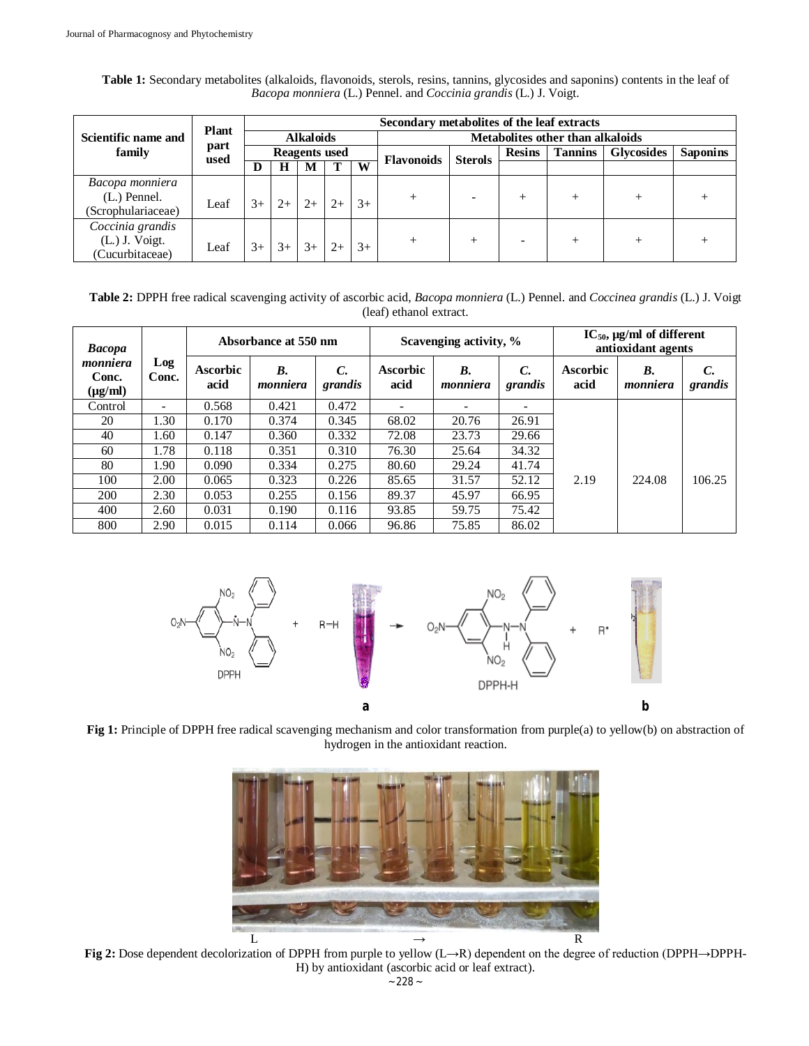**Table 1:** Secondary metabolites (alkaloids, flavonoids, sterols, resins, tannins, glycosides and saponins) contents in the leaf of *Bacopa monniera* (L.) Pennel. and *Coccinia grandis* (L.) J. Voigt.

| Scientific name and family | Plant part used | Secondary metabolites of the leaf extracts | | | | | | | | | | |
|---|---|---|---|---|---|---|---|---|---|---|---|---|
| | | Alkaloids | | | | | Metabolites other than alkaloids | | | | | |
| | | Reagents used | | | | | Flavonoids | Sterols | Resins | Tannins | Glycosides | Saponins |
| | | D | H | M | T | W | | | | | | |
| *Bacopa monniera* (L.) Pennel. (Scrophulariaceae) | Leaf | 3+ | 2+ | 2+ | 2+ | 3+ | + | - | + | + | + | + |
| *Coccinia grandis* (L.) J. Voigt. (Cucurbitaceae) | Leaf | 3+ | 3+ | 3+ | 2+ | 3+ | + | + | - | + | + | + |

**Table 2:** DPPH free radical scavenging activity of ascorbic acid, *Bacopa monniera* (L.) Pennel. and *Coccinea grandis* (L.) J. Voigt (leaf) ethanol extract.

| *Bacopa monniera* Conc. (µg/ml) | Log Conc. | Absorbance at 550 nm | | | Scavenging activity, % | | | $IC_{50}$, µg/ml of different antioxidant agents | | |
|---|---|---|---|---|---|---|---|---|---|---|
| | | Ascorbic acid | *B. monniera* | *C. grandis* | Ascorbic acid | *B. monniera* | *C. grandis* | Ascorbic acid | *B. monniera* | *C. grandis* |
| Control | - | 0.568 | 0.421 | 0.472 | - | - | - | 2.19 | 224.08 | 106.25 |
| 20 | 1.30 | 0.170 | 0.374 | 0.345 | 68.02 | 20.76 | 26.91 | | | |
| 40 | 1.60 | 0.147 | 0.360 | 0.332 | 72.08 | 23.73 | 29.66 | | | |
| 60 | 1.78 | 0.118 | 0.351 | 0.310 | 76.30 | 25.64 | 34.32 | | | |
| 80 | 1.90 | 0.090 | 0.334 | 0.275 | 80.60 | 29.24 | 41.74 | | | |
| 100 | 2.00 | 0.065 | 0.323 | 0.226 | 85.65 | 31.57 | 52.12 | | | |
| 200 | 2.30 | 0.053 | 0.255 | 0.156 | 89.37 | 45.97 | 66.95 | | | |
| 400 | 2.60 | 0.031 | 0.190 | 0.116 | 93.85 | 59.75 | 75.42 | | | |
| 800 | 2.90 | 0.015 | 0.114 | 0.066 | 96.86 | 75.85 | 86.02 | | | |

**Fig 1:** Principle of DPPH free radical scavenging mechanism and color transformation from purple(a) to yellow(b) on abstraction of hydrogen in the antioxidant reaction.

**Fig 2:** Dose dependent decolorization of DPPH from purple to yellow (L→R) dependent on the degree of reduction (DPPH→DPPH-H) by antioxidant (ascorbic acid or leaf extract).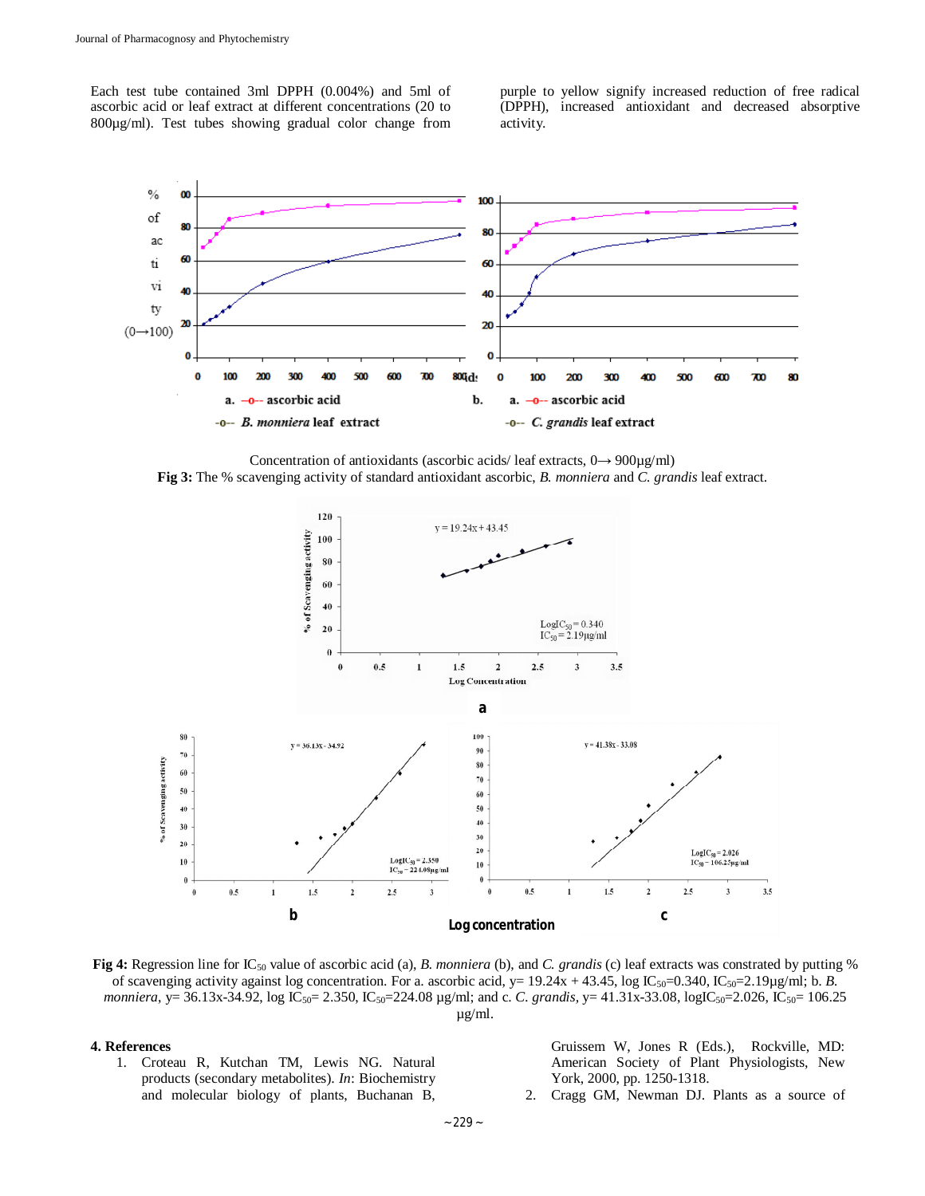Each test tube contained 3ml DPPH (0.004%) and 5ml of ascorbic acid or leaf extract at different concentrations (20 to 800µg/ml). Test tubes showing gradual color change from purple to yellow signify increased reduction of free radical (DPPH), increased antioxidant and decreased absorptive activity.

Concentration of antioxidants (ascorbic acids/ leaf extracts, 0→ 900µg/ml)

**Fig 3:** The % scavenging activity of standard antioxidant ascorbic, *B. monniera* and *C. grandis* leaf extract.

**Fig 4:** Regression line for $IC_{50}$ value of ascorbic acid (a), *B. monniera* (b), and *C. grandis* (c) leaf extracts was constrated by putting % of scavenging activity against log concentration. For a. ascorbic acid, y= 19.24x + 43.45, log $IC_{50}$=0.340, $IC_{50}$=2.19µg/ml; b. *B. monniera*, y= 36.13x-34.92, log $IC_{50}$= 2.350, $IC_{50}$=224.08 µg/ml; and c. *C. grandis*, y= 41.31x-33.08, log$IC_{50}$=2.026, $IC_{50}$= 106.25 µg/ml.

### 4. References

1. Croteau R, Kutchan TM, Lewis NG. Natural products (secondary metabolites). *In*: Biochemistry and molecular biology of plants, Buchanan B, Gruissem W, Jones R (Eds.), Rockville, MD: American Society of Plant Physiologists, New York, 2000, pp. 1250-1318.
2. Cragg GM, Newman DJ. Plants as a source of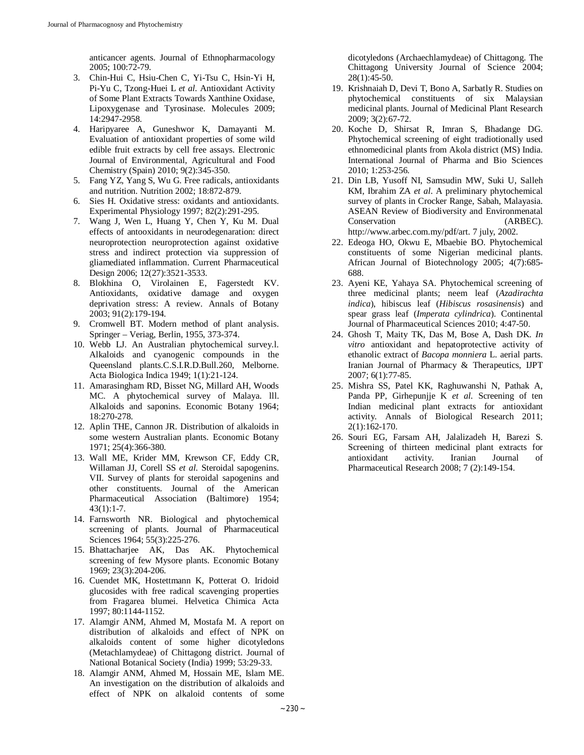anticancer agents. Journal of Ethnopharmacology 2005; 100:72-79.

3. Chin-Hui C, Hsiu-Chen C, Yi-Tsu C, Hsin-Yi H, Pi-Yu C, Tzong-Huei L *et al*. Antioxidant Activity of Some Plant Extracts Towards Xanthine Oxidase, Lipoxygenase and Tyrosinase. Molecules 2009; 14:2947-2958.
4. Haripyaree A, Guneshwor K, Damayanti M. Evaluation of antioxidant properties of some wild edible fruit extracts by cell free assays. Electronic Journal of Environmental, Agricultural and Food Chemistry (Spain) 2010; 9(2):345-350.
5. Fang YZ, Yang S, Wu G. Free radicals, antioxidants and nutrition. Nutrition 2002; 18:872-879.
6. Sies H. Oxidative stress: oxidants and antioxidants. Experimental Physiology 1997; 82(2):291-295.
7. Wang J, Wen L, Huang Y, Chen Y, Ku M. Dual effects of antooxidants in neurodegenaration: direct neuroprotection neuroprotection against oxidative stress and indirect protection via suppression of gliamediated inflammation. Current Pharmaceutical Design 2006; 12(27):3521-3533.
8. Blokhina O, Virolainen E, Fagerstedt KV. Antioxidants, oxidative damage and oxygen deprivation stress: A review. Annals of Botany 2003; 91(2):179-194.
9. Cromwell BT. Modern method of plant analysis. Springer – Veriag, Berlin, 1955, 373-374.
10. Webb LJ. An Australian phytochemical survey.l. Alkaloids and cyanogenic compounds in the Queensland plants.C.S.I.R.D.Bull.260, Melborne. Acta Biologica Indica 1949; 1(1):21-124.
11. Amarasingham RD, Bisset NG, Millard AH, Woods MC. A phytochemical survey of Malaya. lll. Alkaloids and saponins. Economic Botany 1964; 18:270-278.
12. Aplin THE, Cannon JR. Distribution of alkaloids in some western Australian plants. Economic Botany 1971; 25(4):366-380.
13. Wall ME, Krider MM, Krewson CF, Eddy CR, Willaman JJ, Corell SS *et al*. Steroidal sapogenins. VII. Survey of plants for steroidal sapogenins and other constituents. Journal of the American Pharmaceutical Association (Baltimore) 1954; 43(1):1-7.
14. Farnsworth NR. Biological and phytochemical screening of plants. Journal of Pharmaceutical Sciences 1964; 55(3):225-276.
15. Bhattacharjee AK, Das AK. Phytochemical screening of few Mysore plants. Economic Botany 1969; 23(3):204-206.
16. Cuendet MK, Hostettmann K, Potterat O. Iridoid glucosides with free radical scavenging properties from Fragarea blumei. Helvetica Chimica Acta 1997; 80:1144-1152.
17. Alamgir ANM, Ahmed M, Mostafa M. A report on distribution of alkaloids and effect of NPK on alkaloids content of some higher dicotyledons (Metachlamydeae) of Chittagong district. Journal of National Botanical Society (India) 1999; 53:29-33.
18. Alamgir ANM, Ahmed M, Hossain ME, Islam ME. An investigation on the distribution of alkaloids and effect of NPK on alkaloid contents of some dicotyledons (Archaechlamydeae) of Chittagong. The Chittagong University Journal of Science 2004; 28(1):45-50.
19. Krishnaiah D, Devi T, Bono A, Sarbatly R. Studies on phytochemical constituents of six Malaysian medicinal plants. Journal of Medicinal Plant Research 2009; 3(2):67-72.
20. Koche D, Shirsat R, Imran S, Bhadange DG. Phytochemical screening of eight tradiotionally used ethnomedicinal plants from Akola district (MS) India. International Journal of Pharma and Bio Sciences 2010; 1:253-256.
21. Din LB, Yusoff NI, Samsudin MW, Suki U, Salleh KM, Ibrahim ZA *et al*. A preliminary phytochemical survey of plants in Crocker Range, Sabah, Malayasia. ASEAN Review of Biodiversity and Environmenatal Conservation (ARBEC). http://www.arbec.com.my/pdf/art. 7 july, 2002.
22. Edeoga HO, Okwu E, Mbaebie BO. Phytochemical constituents of some Nigerian medicinal plants. African Journal of Biotechnology 2005; 4(7):685-688.
23. Ayeni KE, Yahaya SA. Phytochemical screening of three medicinal plants; neem leaf (*Azadirachta indica*), hibiscus leaf (*Hibiscus rosasinensis*) and spear grass leaf (*Imperata cylindrica*). Continental Journal of Pharmaceutical Sciences 2010; 4:47-50.
24. Ghosh T, Maity TK, Das M, Bose A, Dash DK. *In vitro* antioxidant and hepatoprotective activity of ethanolic extract of *Bacopa monniera* L. aerial parts. Iranian Journal of Pharmacy & Therapeutics, IJPT 2007; 6(1):77-85.
25. Mishra SS, Patel KK, Raghuwanshi N, Pathak A, Panda PP, Girhepunjje K *et al*. Screening of ten Indian medicinal plant extracts for antioxidant activity. Annals of Biological Research 2011; 2(1):162-170.
26. Souri EG, Farsam AH, Jalalizadeh H, Barezi S. Screening of thirteen medicinal plant extracts for antioxidant activity. Iranian Journal of Pharmaceutical Research 2008; 7 (2):149-154.